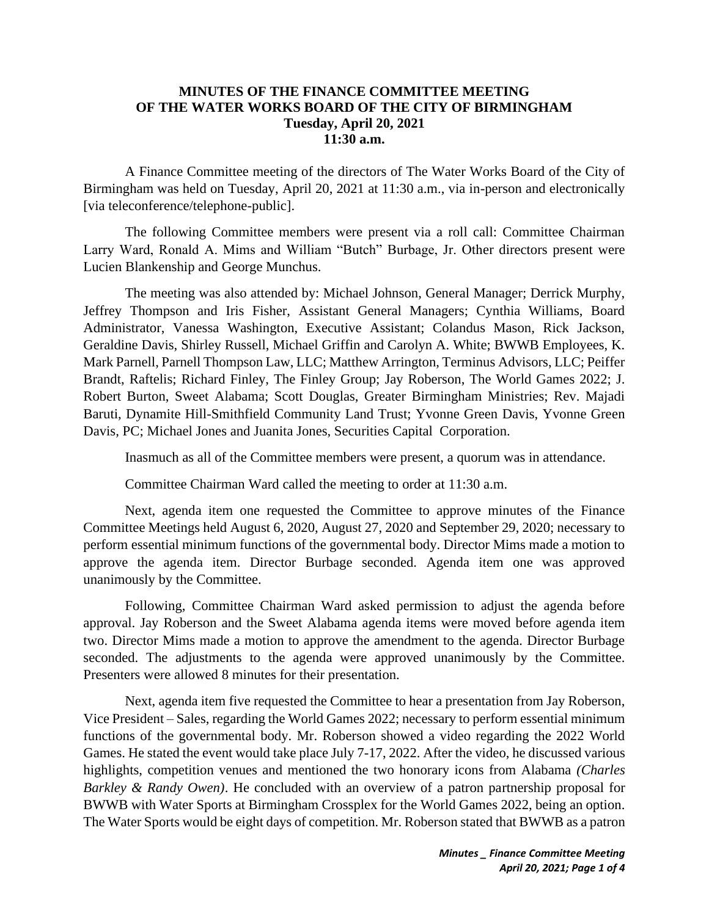# MINUTES OF THE FINANCE COMMITTEE MEETING OF THE WATER WORKS BOARD OF THE CITY OF BIRMINGHAM

**Tuesday, April 20, 2021**
**11:30 a.m.**

A Finance Committee meeting of the directors of The Water Works Board of the City of Birmingham was held on Tuesday, April 20, 2021 at 11:30 a.m., via in-person and electronically [via teleconference/telephone-public].

The following Committee members were present via a roll call: Committee Chairman Larry Ward, Ronald A. Mims and William "Butch" Burbage, Jr. Other directors present were Lucien Blankenship and George Munchus.

The meeting was also attended by: Michael Johnson, General Manager; Derrick Murphy, Jeffrey Thompson and Iris Fisher, Assistant General Managers; Cynthia Williams, Board Administrator, Vanessa Washington, Executive Assistant; Colandus Mason, Rick Jackson, Geraldine Davis, Shirley Russell, Michael Griffin and Carolyn A. White; BWWB Employees, K. Mark Parnell, Parnell Thompson Law, LLC; Matthew Arrington, Terminus Advisors, LLC; Peiffer Brandt, Raftelis; Richard Finley, The Finley Group; Jay Roberson, The World Games 2022; J. Robert Burton, Sweet Alabama; Scott Douglas, Greater Birmingham Ministries; Rev. Majadi Baruti, Dynamite Hill-Smithfield Community Land Trust; Yvonne Green Davis, Yvonne Green Davis, PC; Michael Jones and Juanita Jones, Securities Capital Corporation.

Inasmuch as all of the Committee members were present, a quorum was in attendance.

Committee Chairman Ward called the meeting to order at 11:30 a.m.

Next, agenda item one requested the Committee to approve minutes of the Finance Committee Meetings held August 6, 2020, August 27, 2020 and September 29, 2020; necessary to perform essential minimum functions of the governmental body. Director Mims made a motion to approve the agenda item. Director Burbage seconded. Agenda item one was approved unanimously by the Committee.

Following, Committee Chairman Ward asked permission to adjust the agenda before approval. Jay Roberson and the Sweet Alabama agenda items were moved before agenda item two. Director Mims made a motion to approve the amendment to the agenda. Director Burbage seconded. The adjustments to the agenda were approved unanimously by the Committee. Presenters were allowed 8 minutes for their presentation.

Next, agenda item five requested the Committee to hear a presentation from Jay Roberson, Vice President – Sales, regarding the World Games 2022; necessary to perform essential minimum functions of the governmental body. Mr. Roberson showed a video regarding the 2022 World Games. He stated the event would take place July 7-17, 2022. After the video, he discussed various highlights, competition venues and mentioned the two honorary icons from Alabama *(Charles Barkley & Randy Owen)*. He concluded with an overview of a patron partnership proposal for BWWB with Water Sports at Birmingham Crossplex for the World Games 2022, being an option. The Water Sports would be eight days of competition. Mr. Roberson stated that BWWB as a patron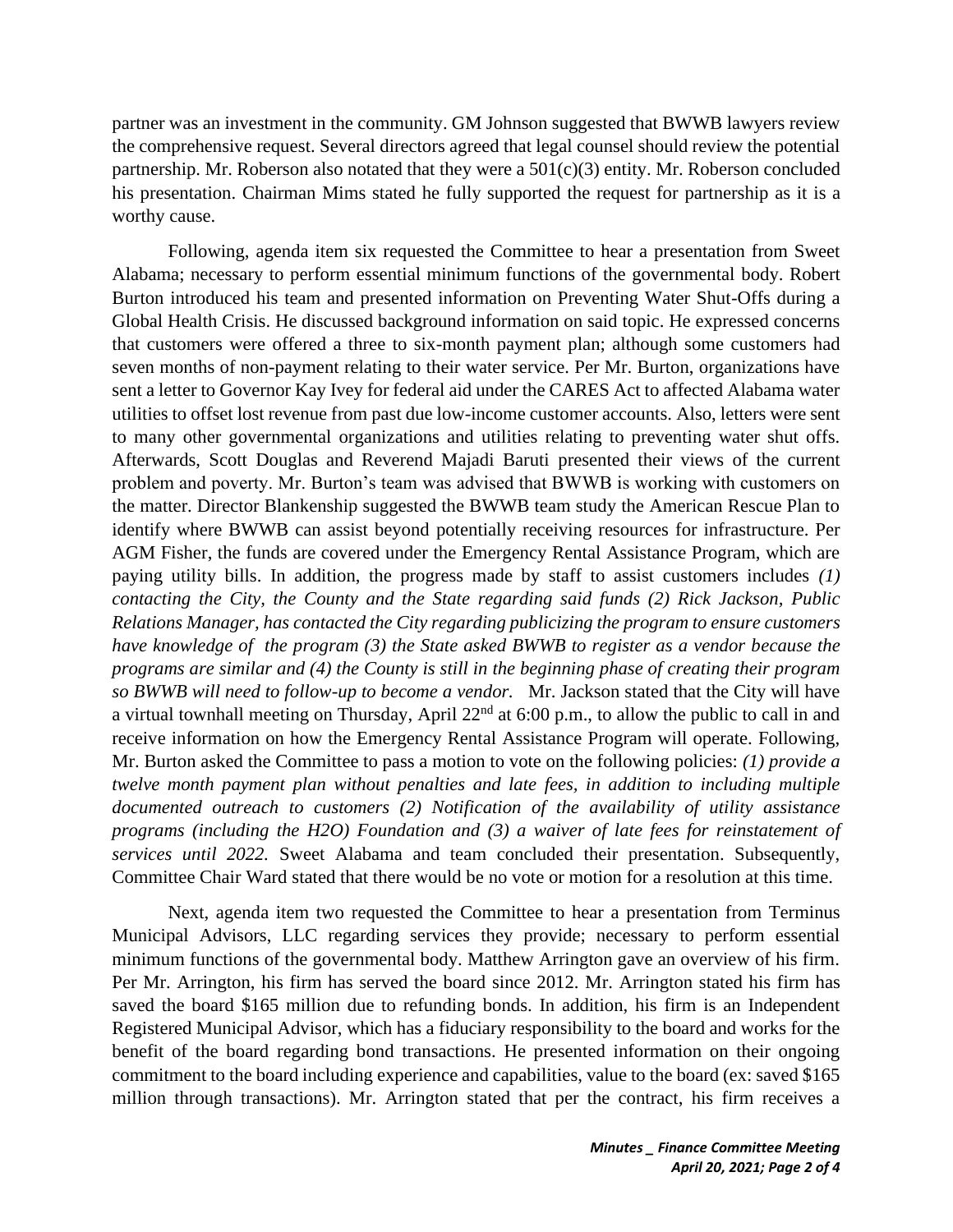partner was an investment in the community. GM Johnson suggested that BWWB lawyers review the comprehensive request. Several directors agreed that legal counsel should review the potential partnership. Mr. Roberson also notated that they were a 501(c)(3) entity. Mr. Roberson concluded his presentation. Chairman Mims stated he fully supported the request for partnership as it is a worthy cause.

Following, agenda item six requested the Committee to hear a presentation from Sweet Alabama; necessary to perform essential minimum functions of the governmental body. Robert Burton introduced his team and presented information on Preventing Water Shut-Offs during a Global Health Crisis. He discussed background information on said topic. He expressed concerns that customers were offered a three to six-month payment plan; although some customers had seven months of non-payment relating to their water service. Per Mr. Burton, organizations have sent a letter to Governor Kay Ivey for federal aid under the CARES Act to affected Alabama water utilities to offset lost revenue from past due low-income customer accounts. Also, letters were sent to many other governmental organizations and utilities relating to preventing water shut offs. Afterwards, Scott Douglas and Reverend Majadi Baruti presented their views of the current problem and poverty. Mr. Burton's team was advised that BWWB is working with customers on the matter. Director Blankenship suggested the BWWB team study the American Rescue Plan to identify where BWWB can assist beyond potentially receiving resources for infrastructure. Per AGM Fisher, the funds are covered under the Emergency Rental Assistance Program, which are paying utility bills. In addition, the progress made by staff to assist customers includes *(1) contacting the City, the County and the State regarding said funds (2) Rick Jackson, Public Relations Manager, has contacted the City regarding publicizing the program to ensure customers have knowledge of the program (3) the State asked BWWB to register as a vendor because the programs are similar and (4) the County is still in the beginning phase of creating their program so BWWB will need to follow-up to become a vendor.* Mr. Jackson stated that the City will have a virtual townhall meeting on Thursday, April 22nd at 6:00 p.m., to allow the public to call in and receive information on how the Emergency Rental Assistance Program will operate. Following, Mr. Burton asked the Committee to pass a motion to vote on the following policies: *(1) provide a twelve month payment plan without penalties and late fees, in addition to including multiple documented outreach to customers (2) Notification of the availability of utility assistance programs (including the H2O) Foundation and (3) a waiver of late fees for reinstatement of services until 2022.* Sweet Alabama and team concluded their presentation. Subsequently, Committee Chair Ward stated that there would be no vote or motion for a resolution at this time.

Next, agenda item two requested the Committee to hear a presentation from Terminus Municipal Advisors, LLC regarding services they provide; necessary to perform essential minimum functions of the governmental body. Matthew Arrington gave an overview of his firm. Per Mr. Arrington, his firm has served the board since 2012. Mr. Arrington stated his firm has saved the board $165 million due to refunding bonds. In addition, his firm is an Independent Registered Municipal Advisor, which has a fiduciary responsibility to the board and works for the benefit of the board regarding bond transactions. He presented information on their ongoing commitment to the board including experience and capabilities, value to the board (ex: saved $165 million through transactions). Mr. Arrington stated that per the contract, his firm receives a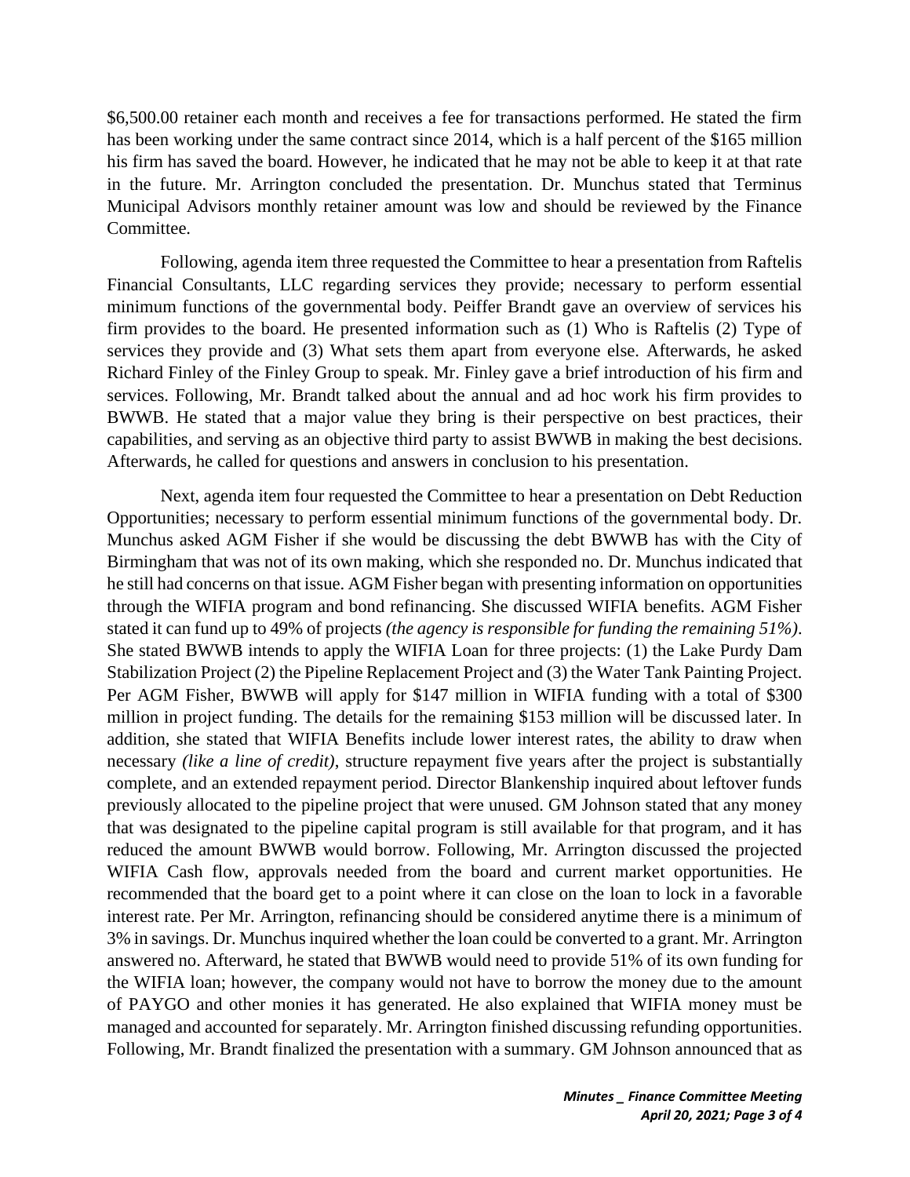$6,500.00 retainer each month and receives a fee for transactions performed. He stated the firm has been working under the same contract since 2014, which is a half percent of the $165 million his firm has saved the board. However, he indicated that he may not be able to keep it at that rate in the future. Mr. Arrington concluded the presentation. Dr. Munchus stated that Terminus Municipal Advisors monthly retainer amount was low and should be reviewed by the Finance Committee.

Following, agenda item three requested the Committee to hear a presentation from Raftelis Financial Consultants, LLC regarding services they provide; necessary to perform essential minimum functions of the governmental body. Peiffer Brandt gave an overview of services his firm provides to the board. He presented information such as (1) Who is Raftelis (2) Type of services they provide and (3) What sets them apart from everyone else. Afterwards, he asked Richard Finley of the Finley Group to speak. Mr. Finley gave a brief introduction of his firm and services. Following, Mr. Brandt talked about the annual and ad hoc work his firm provides to BWWB. He stated that a major value they bring is their perspective on best practices, their capabilities, and serving as an objective third party to assist BWWB in making the best decisions. Afterwards, he called for questions and answers in conclusion to his presentation.

Next, agenda item four requested the Committee to hear a presentation on Debt Reduction Opportunities; necessary to perform essential minimum functions of the governmental body. Dr. Munchus asked AGM Fisher if she would be discussing the debt BWWB has with the City of Birmingham that was not of its own making, which she responded no. Dr. Munchus indicated that he still had concerns on that issue. AGM Fisher began with presenting information on opportunities through the WIFIA program and bond refinancing. She discussed WIFIA benefits. AGM Fisher stated it can fund up to 49% of projects *(the agency is responsible for funding the remaining 51%)*. She stated BWWB intends to apply the WIFIA Loan for three projects: (1) the Lake Purdy Dam Stabilization Project (2) the Pipeline Replacement Project and (3) the Water Tank Painting Project. Per AGM Fisher, BWWB will apply for $147 million in WIFIA funding with a total of $300 million in project funding. The details for the remaining $153 million will be discussed later. In addition, she stated that WIFIA Benefits include lower interest rates, the ability to draw when necessary *(like a line of credit)*, structure repayment five years after the project is substantially complete, and an extended repayment period. Director Blankenship inquired about leftover funds previously allocated to the pipeline project that were unused. GM Johnson stated that any money that was designated to the pipeline capital program is still available for that program, and it has reduced the amount BWWB would borrow. Following, Mr. Arrington discussed the projected WIFIA Cash flow, approvals needed from the board and current market opportunities. He recommended that the board get to a point where it can close on the loan to lock in a favorable interest rate. Per Mr. Arrington, refinancing should be considered anytime there is a minimum of 3% in savings. Dr. Munchus inquired whether the loan could be converted to a grant. Mr. Arrington answered no. Afterward, he stated that BWWB would need to provide 51% of its own funding for the WIFIA loan; however, the company would not have to borrow the money due to the amount of PAYGO and other monies it has generated. He also explained that WIFIA money must be managed and accounted for separately. Mr. Arrington finished discussing refunding opportunities. Following, Mr. Brandt finalized the presentation with a summary. GM Johnson announced that as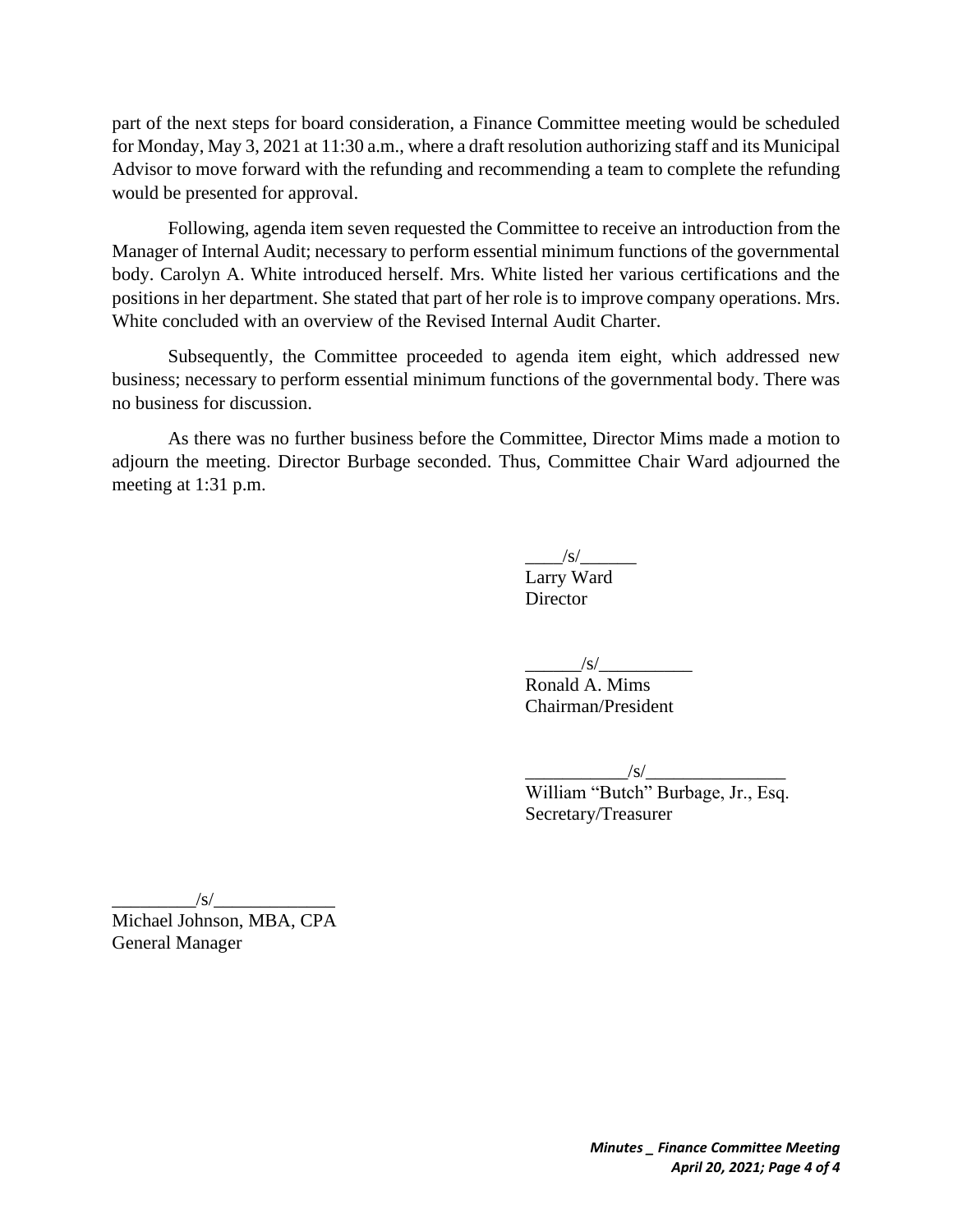part of the next steps for board consideration, a Finance Committee meeting would be scheduled for Monday, May 3, 2021 at 11:30 a.m., where a draft resolution authorizing staff and its Municipal Advisor to move forward with the refunding and recommending a team to complete the refunding would be presented for approval.

Following, agenda item seven requested the Committee to receive an introduction from the Manager of Internal Audit; necessary to perform essential minimum functions of the governmental body. Carolyn A. White introduced herself. Mrs. White listed her various certifications and the positions in her department. She stated that part of her role is to improve company operations. Mrs. White concluded with an overview of the Revised Internal Audit Charter.

Subsequently, the Committee proceeded to agenda item eight, which addressed new business; necessary to perform essential minimum functions of the governmental body. There was no business for discussion.

As there was no further business before the Committee, Director Mims made a motion to adjourn the meeting. Director Burbage seconded. Thus, Committee Chair Ward adjourned the meeting at 1:31 p.m.

____/s/______
Larry Ward
Director

______/s/__________
Ronald A. Mims
Chairman/President

___________/s/_______________
William "Butch" Burbage, Jr., Esq.
Secretary/Treasurer

_________/s/_____________
Michael Johnson, MBA, CPA
General Manager